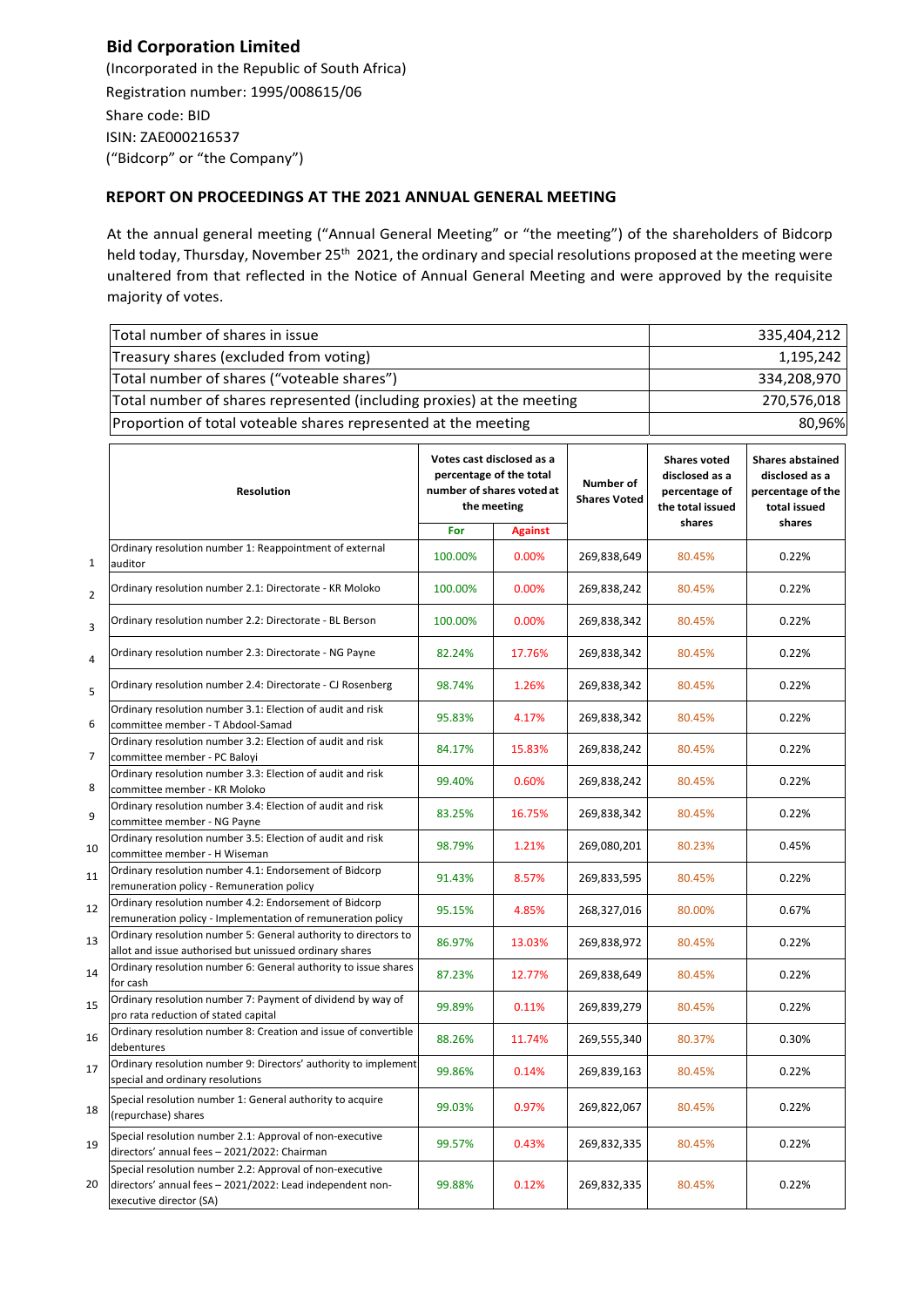## Bid Corporation Limited

(Incorporated in the Republic of South Africa)
Registration number: 1995/008615/06
Share code: BID
ISIN: ZAE000216537
("Bidcorp" or "the Company")

### REPORT ON PROCEEDINGS AT THE 2021 ANNUAL GENERAL MEETING

At the annual general meeting ("Annual General Meeting" or "the meeting") of the shareholders of Bidcorp held today, Thursday, November 25th 2021, the ordinary and special resolutions proposed at the meeting were unaltered from that reflected in the Notice of Annual General Meeting and were approved by the requisite majority of votes.

| | |
|---|---|
| Total number of shares in issue | 335,404,212 |
| Treasury shares (excluded from voting) | 1,195,242 |
| Total number of shares ("voteable shares") | 334,208,970 |
| Total number of shares represented (including proxies) at the meeting | 270,576,018 |
| Proportion of total voteable shares represented at the meeting | 80,96% |

| | Resolution | Votes cast disclosed as a percentage of the total number of shares voted at the meeting | | Number of Shares Voted | Shares voted disclosed as a percentage of the total issued shares | Shares abstained disclosed as a percentage of the total issued shares |
|---|---|---|---|---|---|---|
| | | For | Against | | | |
| 1 | Ordinary resolution number 1: Reappointment of external auditor | 100.00% | 0.00% | 269,838,649 | 80.45% | 0.22% |
| 2 | Ordinary resolution number 2.1: Directorate - KR Moloko | 100.00% | 0.00% | 269,838,242 | 80.45% | 0.22% |
| 3 | Ordinary resolution number 2.2: Directorate - BL Berson | 100.00% | 0.00% | 269,838,342 | 80.45% | 0.22% |
| 4 | Ordinary resolution number 2.3: Directorate - NG Payne | 82.24% | 17.76% | 269,838,342 | 80.45% | 0.22% |
| 5 | Ordinary resolution number 2.4: Directorate - CJ Rosenberg | 98.74% | 1.26% | 269,838,342 | 80.45% | 0.22% |
| 6 | Ordinary resolution number 3.1: Election of audit and risk committee member - T Abdool-Samad | 95.83% | 4.17% | 269,838,342 | 80.45% | 0.22% |
| 7 | Ordinary resolution number 3.2: Election of audit and risk committee member - PC Baloyi | 84.17% | 15.83% | 269,838,242 | 80.45% | 0.22% |
| 8 | Ordinary resolution number 3.3: Election of audit and risk committee member - KR Moloko | 99.40% | 0.60% | 269,838,242 | 80.45% | 0.22% |
| 9 | Ordinary resolution number 3.4: Election of audit and risk committee member - NG Payne | 83.25% | 16.75% | 269,838,342 | 80.45% | 0.22% |
| 10 | Ordinary resolution number 3.5: Election of audit and risk committee member - H Wiseman | 98.79% | 1.21% | 269,080,201 | 80.23% | 0.45% |
| 11 | Ordinary resolution number 4.1: Endorsement of Bidcorp remuneration policy - Remuneration policy | 91.43% | 8.57% | 269,833,595 | 80.45% | 0.22% |
| 12 | Ordinary resolution number 4.2: Endorsement of Bidcorp remuneration policy - Implementation of remuneration policy | 95.15% | 4.85% | 268,327,016 | 80.00% | 0.67% |
| 13 | Ordinary resolution number 5: General authority to directors to allot and issue authorised but unissued ordinary shares | 86.97% | 13.03% | 269,838,972 | 80.45% | 0.22% |
| 14 | Ordinary resolution number 6: General authority to issue shares for cash | 87.23% | 12.77% | 269,838,649 | 80.45% | 0.22% |
| 15 | Ordinary resolution number 7: Payment of dividend by way of pro rata reduction of stated capital | 99.89% | 0.11% | 269,839,279 | 80.45% | 0.22% |
| 16 | Ordinary resolution number 8: Creation and issue of convertible debentures | 88.26% | 11.74% | 269,555,340 | 80.37% | 0.30% |
| 17 | Ordinary resolution number 9: Directors' authority to implement special and ordinary resolutions | 99.86% | 0.14% | 269,839,163 | 80.45% | 0.22% |
| 18 | Special resolution number 1: General authority to acquire (repurchase) shares | 99.03% | 0.97% | 269,822,067 | 80.45% | 0.22% |
| 19 | Special resolution number 2.1: Approval of non-executive directors' annual fees – 2021/2022: Chairman | 99.57% | 0.43% | 269,832,335 | 80.45% | 0.22% |
| 20 | Special resolution number 2.2: Approval of non-executive directors' annual fees – 2021/2022: Lead independent non-executive director (SA) | 99.88% | 0.12% | 269,832,335 | 80.45% | 0.22% |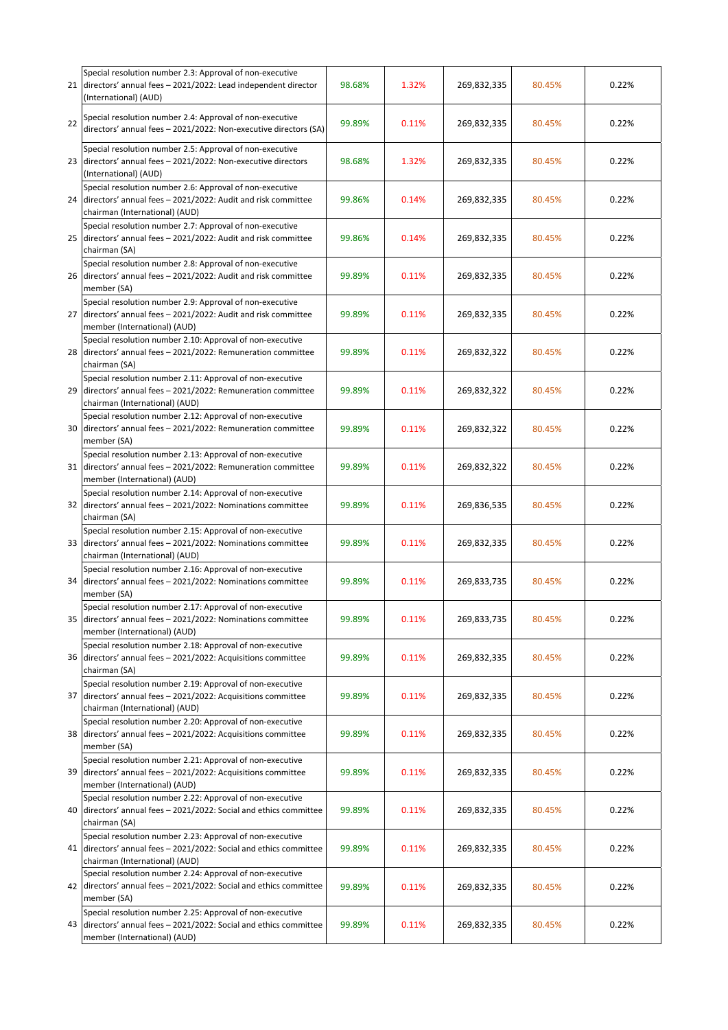| | | | | | | |
|---|---|---|---|---|---|---|
| 21 | Special resolution number 2.3: Approval of non-executive directors' annual fees – 2021/2022: Lead independent director (International) (AUD) | 98.68% | 1.32% | 269,832,335 | 80.45% | 0.22% |
| 22 | Special resolution number 2.4: Approval of non-executive directors' annual fees – 2021/2022: Non-executive directors (SA) | 99.89% | 0.11% | 269,832,335 | 80.45% | 0.22% |
| 23 | Special resolution number 2.5: Approval of non-executive directors' annual fees – 2021/2022: Non-executive directors (International) (AUD) | 98.68% | 1.32% | 269,832,335 | 80.45% | 0.22% |
| 24 | Special resolution number 2.6: Approval of non-executive directors' annual fees – 2021/2022: Audit and risk committee chairman (International) (AUD) | 99.86% | 0.14% | 269,832,335 | 80.45% | 0.22% |
| 25 | Special resolution number 2.7: Approval of non-executive directors' annual fees – 2021/2022: Audit and risk committee chairman (SA) | 99.86% | 0.14% | 269,832,335 | 80.45% | 0.22% |
| 26 | Special resolution number 2.8: Approval of non-executive directors' annual fees – 2021/2022: Audit and risk committee member (SA) | 99.89% | 0.11% | 269,832,335 | 80.45% | 0.22% |
| 27 | Special resolution number 2.9: Approval of non-executive directors' annual fees – 2021/2022: Audit and risk committee member (International) (AUD) | 99.89% | 0.11% | 269,832,335 | 80.45% | 0.22% |
| 28 | Special resolution number 2.10: Approval of non-executive directors' annual fees – 2021/2022: Remuneration committee chairman (SA) | 99.89% | 0.11% | 269,832,322 | 80.45% | 0.22% |
| 29 | Special resolution number 2.11: Approval of non-executive directors' annual fees – 2021/2022: Remuneration committee chairman (International) (AUD) | 99.89% | 0.11% | 269,832,322 | 80.45% | 0.22% |
| 30 | Special resolution number 2.12: Approval of non-executive directors' annual fees – 2021/2022: Remuneration committee member (SA) | 99.89% | 0.11% | 269,832,322 | 80.45% | 0.22% |
| 31 | Special resolution number 2.13: Approval of non-executive directors' annual fees – 2021/2022: Remuneration committee member (International) (AUD) | 99.89% | 0.11% | 269,832,322 | 80.45% | 0.22% |
| 32 | Special resolution number 2.14: Approval of non-executive directors' annual fees – 2021/2022: Nominations committee chairman (SA) | 99.89% | 0.11% | 269,836,535 | 80.45% | 0.22% |
| 33 | Special resolution number 2.15: Approval of non-executive directors' annual fees – 2021/2022: Nominations committee chairman (International) (AUD) | 99.89% | 0.11% | 269,832,335 | 80.45% | 0.22% |
| 34 | Special resolution number 2.16: Approval of non-executive directors' annual fees – 2021/2022: Nominations committee member (SA) | 99.89% | 0.11% | 269,833,735 | 80.45% | 0.22% |
| 35 | Special resolution number 2.17: Approval of non-executive directors' annual fees – 2021/2022: Nominations committee member (International) (AUD) | 99.89% | 0.11% | 269,833,735 | 80.45% | 0.22% |
| 36 | Special resolution number 2.18: Approval of non-executive directors' annual fees – 2021/2022: Acquisitions committee chairman (SA) | 99.89% | 0.11% | 269,832,335 | 80.45% | 0.22% |
| 37 | Special resolution number 2.19: Approval of non-executive directors' annual fees – 2021/2022: Acquisitions committee chairman (International) (AUD) | 99.89% | 0.11% | 269,832,335 | 80.45% | 0.22% |
| 38 | Special resolution number 2.20: Approval of non-executive directors' annual fees – 2021/2022: Acquisitions committee member (SA) | 99.89% | 0.11% | 269,832,335 | 80.45% | 0.22% |
| 39 | Special resolution number 2.21: Approval of non-executive directors' annual fees – 2021/2022: Acquisitions committee member (International) (AUD) | 99.89% | 0.11% | 269,832,335 | 80.45% | 0.22% |
| 40 | Special resolution number 2.22: Approval of non-executive directors' annual fees – 2021/2022: Social and ethics committee chairman (SA) | 99.89% | 0.11% | 269,832,335 | 80.45% | 0.22% |
| 41 | Special resolution number 2.23: Approval of non-executive directors' annual fees – 2021/2022: Social and ethics committee chairman (International) (AUD) | 99.89% | 0.11% | 269,832,335 | 80.45% | 0.22% |
| 42 | Special resolution number 2.24: Approval of non-executive directors' annual fees – 2021/2022: Social and ethics committee member (SA) | 99.89% | 0.11% | 269,832,335 | 80.45% | 0.22% |
| 43 | Special resolution number 2.25: Approval of non-executive directors' annual fees – 2021/2022: Social and ethics committee member (International) (AUD) | 99.89% | 0.11% | 269,832,335 | 80.45% | 0.22% |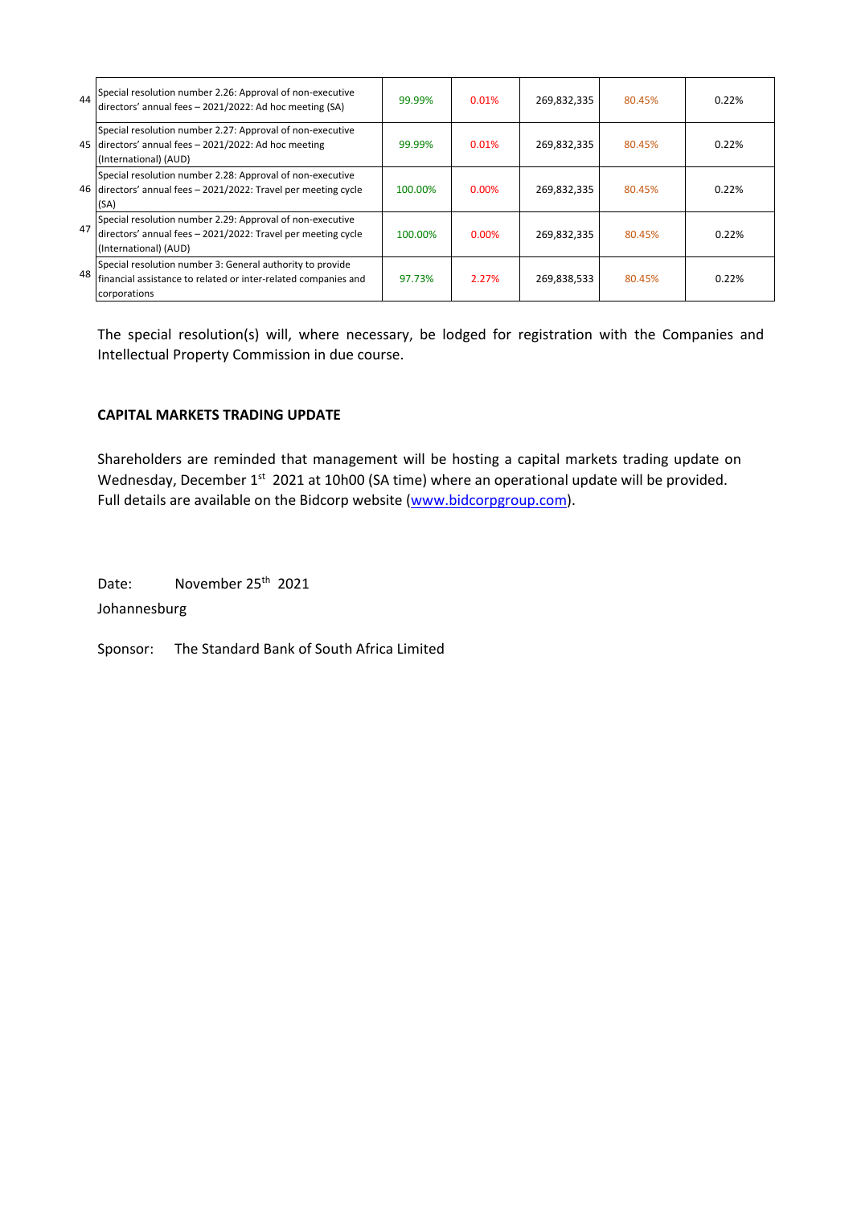| | | | | | | |
|---|---|---|---|---|---|---|
| 44 | Special resolution number 2.26: Approval of non-executive directors' annual fees – 2021/2022: Ad hoc meeting (SA) | 99.99% | 0.01% | 269,832,335 | 80.45% | 0.22% |
| 45 | Special resolution number 2.27: Approval of non-executive directors' annual fees – 2021/2022: Ad hoc meeting (International) (AUD) | 99.99% | 0.01% | 269,832,335 | 80.45% | 0.22% |
| 46 | Special resolution number 2.28: Approval of non-executive directors' annual fees – 2021/2022: Travel per meeting cycle (SA) | 100.00% | 0.00% | 269,832,335 | 80.45% | 0.22% |
| 47 | Special resolution number 2.29: Approval of non-executive directors' annual fees – 2021/2022: Travel per meeting cycle (International) (AUD) | 100.00% | 0.00% | 269,832,335 | 80.45% | 0.22% |
| 48 | Special resolution number 3: General authority to provide financial assistance to related or inter-related companies and corporations | 97.73% | 2.27% | 269,838,533 | 80.45% | 0.22% |

The special resolution(s) will, where necessary, be lodged for registration with the Companies and Intellectual Property Commission in due course.

**CAPITAL MARKETS TRADING UPDATE**

Shareholders are reminded that management will be hosting a capital markets trading update on Wednesday, December 1st 2021 at 10h00 (SA time) where an operational update will be provided. Full details are available on the Bidcorp website (www.bidcorpgroup.com).

Date: November 25th 2021

Johannesburg

Sponsor: The Standard Bank of South Africa Limited